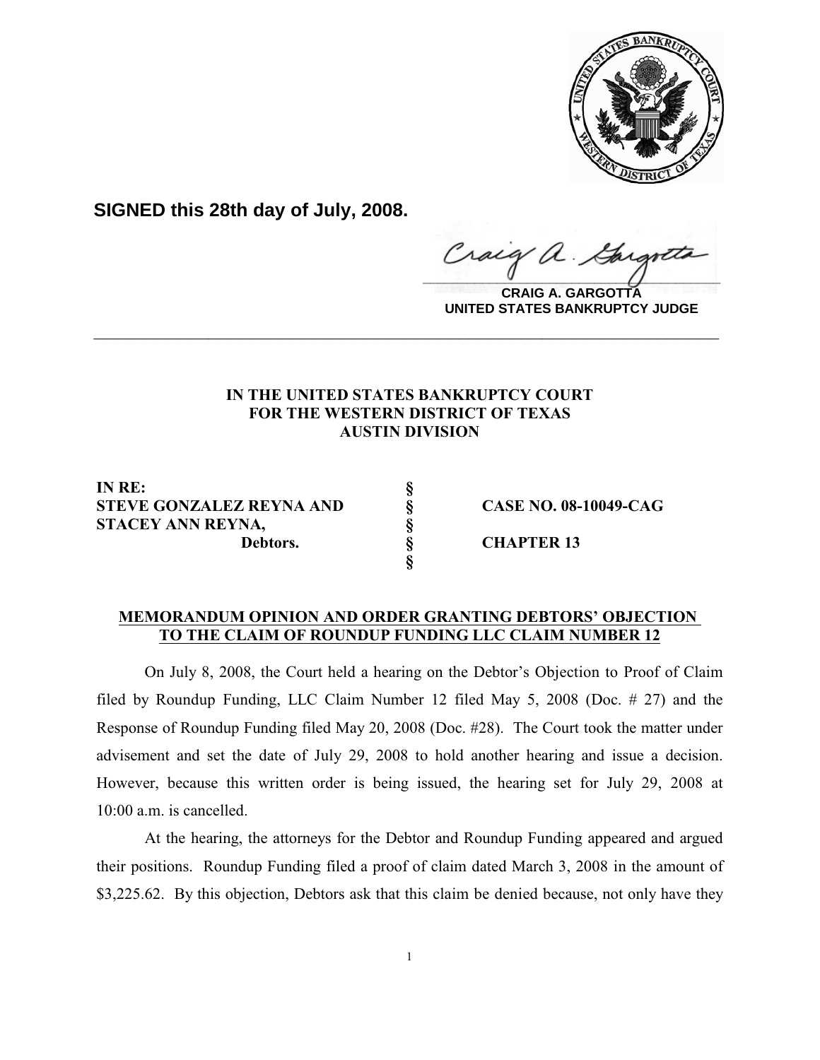**SIGNED this 28th day of July, 2008.**

**CRAIG A. GARGOTTA**
**UNITED STATES BANKRUPTCY JUDGE**

---

**IN THE UNITED STATES BANKRUPTCY COURT**
**FOR THE WESTERN DISTRICT OF TEXAS**
**AUSTIN DIVISION**

| | | |
|---|---|---|
| **IN RE:** | **§** | |
| **STEVE GONZALEZ REYNA AND** | **§** | **CASE NO. 08-10049-CAG** |
| **STACEY ANN REYNA,** | **§** | |
| **Debtors.** | **§** | **CHAPTER 13** |
| | **§** | |

**MEMORANDUM OPINION AND ORDER GRANTING DEBTORS' OBJECTION TO THE CLAIM OF ROUNDUP FUNDING LLC CLAIM NUMBER 12**

On July 8, 2008, the Court held a hearing on the Debtor's Objection to Proof of Claim filed by Roundup Funding, LLC Claim Number 12 filed May 5, 2008 (Doc. # 27) and the Response of Roundup Funding filed May 20, 2008 (Doc. #28). The Court took the matter under advisement and set the date of July 29, 2008 to hold another hearing and issue a decision. However, because this written order is being issued, the hearing set for July 29, 2008 at 10:00 a.m. is cancelled.

At the hearing, the attorneys for the Debtor and Roundup Funding appeared and argued their positions. Roundup Funding filed a proof of claim dated March 3, 2008 in the amount of $3,225.62. By this objection, Debtors ask that this claim be denied because, not only have they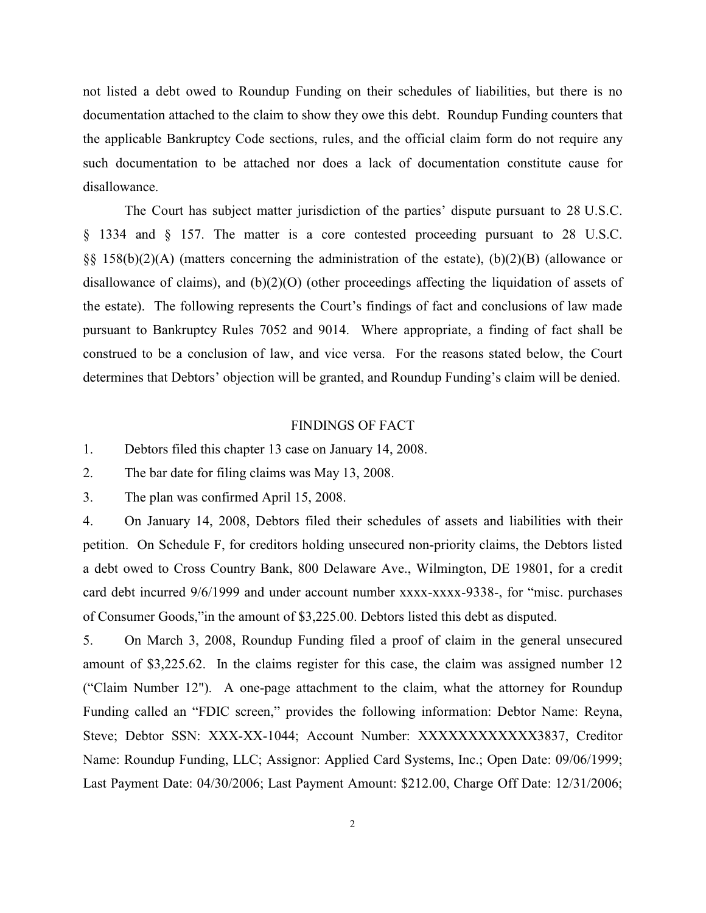not listed a debt owed to Roundup Funding on their schedules of liabilities, but there is no documentation attached to the claim to show they owe this debt. Roundup Funding counters that the applicable Bankruptcy Code sections, rules, and the official claim form do not require any such documentation to be attached nor does a lack of documentation constitute cause for disallowance.

The Court has subject matter jurisdiction of the parties' dispute pursuant to 28 U.S.C. § 1334 and § 157. The matter is a core contested proceeding pursuant to 28 U.S.C. §§ 158(b)(2)(A) (matters concerning the administration of the estate), (b)(2)(B) (allowance or disallowance of claims), and (b)(2)(O) (other proceedings affecting the liquidation of assets of the estate). The following represents the Court's findings of fact and conclusions of law made pursuant to Bankruptcy Rules 7052 and 9014. Where appropriate, a finding of fact shall be construed to be a conclusion of law, and vice versa. For the reasons stated below, the Court determines that Debtors' objection will be granted, and Roundup Funding's claim will be denied.

## FINDINGS OF FACT

1. Debtors filed this chapter 13 case on January 14, 2008.
2. The bar date for filing claims was May 13, 2008.
3. The plan was confirmed April 15, 2008.
4. On January 14, 2008, Debtors filed their schedules of assets and liabilities with their petition. On Schedule F, for creditors holding unsecured non-priority claims, the Debtors listed a debt owed to Cross Country Bank, 800 Delaware Ave., Wilmington, DE 19801, for a credit card debt incurred 9/6/1999 and under account number xxxx-xxxx-9338-, for "misc. purchases of Consumer Goods,"in the amount of $3,225.00. Debtors listed this debt as disputed.
5. On March 3, 2008, Roundup Funding filed a proof of claim in the general unsecured amount of $3,225.62. In the claims register for this case, the claim was assigned number 12 ("Claim Number 12"). A one-page attachment to the claim, what the attorney for Roundup Funding called an "FDIC screen," provides the following information: Debtor Name: Reyna, Steve; Debtor SSN: XXX-XX-1044; Account Number: XXXXXXXXXXXX3837, Creditor Name: Roundup Funding, LLC; Assignor: Applied Card Systems, Inc.; Open Date: 09/06/1999; Last Payment Date: 04/30/2006; Last Payment Amount: $212.00, Charge Off Date: 12/31/2006;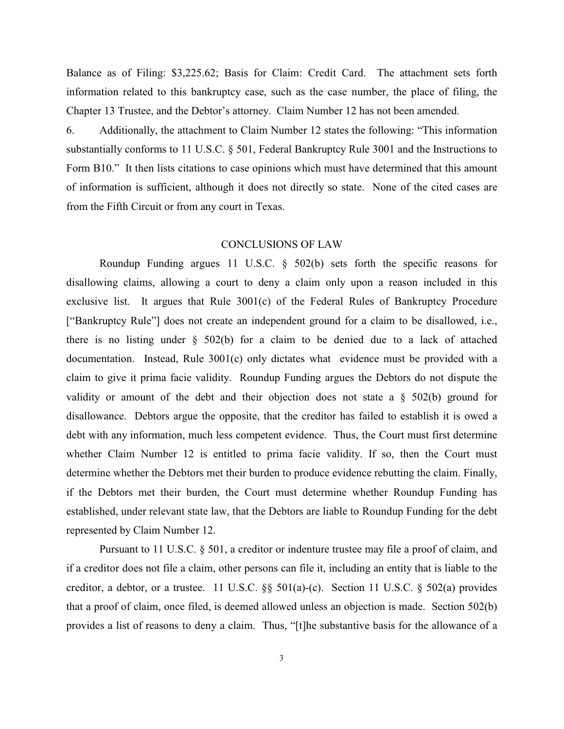Balance as of Filing: $3,225.62; Basis for Claim: Credit Card. The attachment sets forth information related to this bankruptcy case, such as the case number, the place of filing, the Chapter 13 Trustee, and the Debtor's attorney. Claim Number 12 has not been amended.

6. Additionally, the attachment to Claim Number 12 states the following: "This information substantially conforms to 11 U.S.C. § 501, Federal Bankruptcy Rule 3001 and the Instructions to Form B10." It then lists citations to case opinions which must have determined that this amount of information is sufficient, although it does not directly so state. None of the cited cases are from the Fifth Circuit or from any court in Texas.

## CONCLUSIONS OF LAW

Roundup Funding argues 11 U.S.C. § 502(b) sets forth the specific reasons for disallowing claims, allowing a court to deny a claim only upon a reason included in this exclusive list. It argues that Rule 3001(c) of the Federal Rules of Bankruptcy Procedure ["Bankruptcy Rule"] does not create an independent ground for a claim to be disallowed, i.e., there is no listing under § 502(b) for a claim to be denied due to a lack of attached documentation. Instead, Rule 3001(c) only dictates what evidence must be provided with a claim to give it prima facie validity. Roundup Funding argues the Debtors do not dispute the validity or amount of the debt and their objection does not state a § 502(b) ground for disallowance. Debtors argue the opposite, that the creditor has failed to establish it is owed a debt with any information, much less competent evidence. Thus, the Court must first determine whether Claim Number 12 is entitled to prima facie validity. If so, then the Court must determine whether the Debtors met their burden to produce evidence rebutting the claim. Finally, if the Debtors met their burden, the Court must determine whether Roundup Funding has established, under relevant state law, that the Debtors are liable to Roundup Funding for the debt represented by Claim Number 12.

Pursuant to 11 U.S.C. § 501, a creditor or indenture trustee may file a proof of claim, and if a creditor does not file a claim, other persons can file it, including an entity that is liable to the creditor, a debtor, or a trustee. 11 U.S.C. §§ 501(a)-(c). Section 11 U.S.C. § 502(a) provides that a proof of claim, once filed, is deemed allowed unless an objection is made. Section 502(b) provides a list of reasons to deny a claim. Thus, "[t]he substantive basis for the allowance of a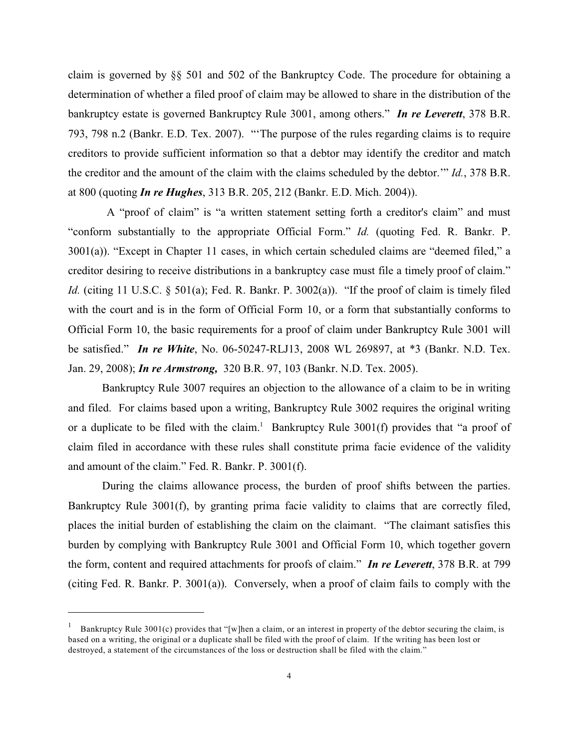claim is governed by §§ 501 and 502 of the Bankruptcy Code. The procedure for obtaining a determination of whether a filed proof of claim may be allowed to share in the distribution of the bankruptcy estate is governed Bankruptcy Rule 3001, among others." ***In re Leverett***, 378 B.R. 793, 798 n.2 (Bankr. E.D. Tex. 2007). "'The purpose of the rules regarding claims is to require creditors to provide sufficient information so that a debtor may identify the creditor and match the creditor and the amount of the claim with the claims scheduled by the debtor.'" *Id.*, 378 B.R. at 800 (quoting ***In re Hughes***, 313 B.R. 205, 212 (Bankr. E.D. Mich. 2004)).

A "proof of claim" is "a written statement setting forth a creditor's claim" and must "conform substantially to the appropriate Official Form." *Id.* (quoting Fed. R. Bankr. P. 3001(a)). "Except in Chapter 11 cases, in which certain scheduled claims are "deemed filed," a creditor desiring to receive distributions in a bankruptcy case must file a timely proof of claim." *Id.* (citing 11 U.S.C. § 501(a); Fed. R. Bankr. P. 3002(a)). "If the proof of claim is timely filed with the court and is in the form of Official Form 10, or a form that substantially conforms to Official Form 10, the basic requirements for a proof of claim under Bankruptcy Rule 3001 will be satisfied." ***In re White***, No. 06-50247-RLJ13, 2008 WL 269897, at *3 (Bankr. N.D. Tex. Jan. 29, 2008); ***In re Armstrong,*** 320 B.R. 97, 103 (Bankr. N.D. Tex. 2005).

Bankruptcy Rule 3007 requires an objection to the allowance of a claim to be in writing and filed. For claims based upon a writing, Bankruptcy Rule 3002 requires the original writing or a duplicate to be filed with the claim.[1] Bankruptcy Rule 3001(f) provides that "a proof of claim filed in accordance with these rules shall constitute prima facie evidence of the validity and amount of the claim." Fed. R. Bankr. P. 3001(f).

During the claims allowance process, the burden of proof shifts between the parties. Bankruptcy Rule 3001(f), by granting prima facie validity to claims that are correctly filed, places the initial burden of establishing the claim on the claimant. "The claimant satisfies this burden by complying with Bankruptcy Rule 3001 and Official Form 10, which together govern the form, content and required attachments for proofs of claim." ***In re Leverett***, 378 B.R. at 799 (citing Fed. R. Bankr. P. 3001(a)). Conversely, when a proof of claim fails to comply with the

---

[1] Bankruptcy Rule 3001(c) provides that "[w]hen a claim, or an interest in property of the debtor securing the claim, is based on a writing, the original or a duplicate shall be filed with the proof of claim. If the writing has been lost or destroyed, a statement of the circumstances of the loss or destruction shall be filed with the claim."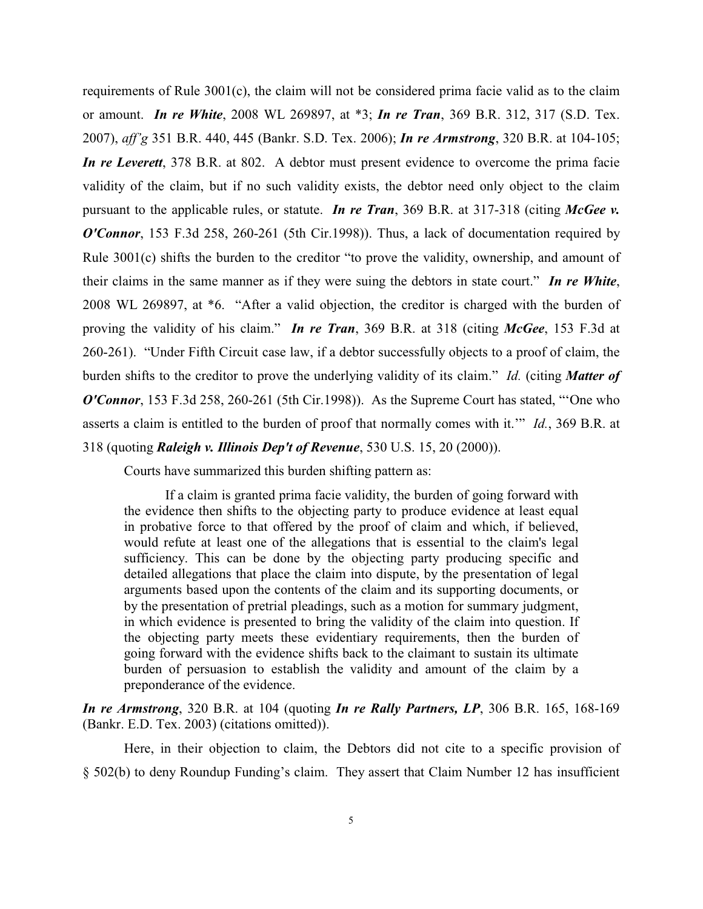requirements of Rule 3001(c), the claim will not be considered prima facie valid as to the claim or amount. ***In re White***, 2008 WL 269897, at *3; ***In re Tran***, 369 B.R. 312, 317 (S.D. Tex. 2007), *aff'g* 351 B.R. 440, 445 (Bankr. S.D. Tex. 2006); ***In re Armstrong***, 320 B.R. at 104-105; ***In re Leverett***, 378 B.R. at 802. A debtor must present evidence to overcome the prima facie validity of the claim, but if no such validity exists, the debtor need only object to the claim pursuant to the applicable rules, or statute. ***In re Tran***, 369 B.R. at 317-318 (citing ***McGee v. O'Connor***, 153 F.3d 258, 260-261 (5th Cir.1998)). Thus, a lack of documentation required by Rule 3001(c) shifts the burden to the creditor "to prove the validity, ownership, and amount of their claims in the same manner as if they were suing the debtors in state court." ***In re White***, 2008 WL 269897, at *6. "After a valid objection, the creditor is charged with the burden of proving the validity of his claim." ***In re Tran***, 369 B.R. at 318 (citing ***McGee***, 153 F.3d at 260-261). "Under Fifth Circuit case law, if a debtor successfully objects to a proof of claim, the burden shifts to the creditor to prove the underlying validity of its claim." *Id.* (citing ***Matter of O'Connor***, 153 F.3d 258, 260-261 (5th Cir.1998)). As the Supreme Court has stated, "'One who asserts a claim is entitled to the burden of proof that normally comes with it.'" *Id.*, 369 B.R. at 318 (quoting ***Raleigh v. Illinois Dep't of Revenue***, 530 U.S. 15, 20 (2000)).

Courts have summarized this burden shifting pattern as:

> If a claim is granted prima facie validity, the burden of going forward with the evidence then shifts to the objecting party to produce evidence at least equal in probative force to that offered by the proof of claim and which, if believed, would refute at least one of the allegations that is essential to the claim's legal sufficiency. This can be done by the objecting party producing specific and detailed allegations that place the claim into dispute, by the presentation of legal arguments based upon the contents of the claim and its supporting documents, or by the presentation of pretrial pleadings, such as a motion for summary judgment, in which evidence is presented to bring the validity of the claim into question. If the objecting party meets these evidentiary requirements, then the burden of going forward with the evidence shifts back to the claimant to sustain its ultimate burden of persuasion to establish the validity and amount of the claim by a preponderance of the evidence.

***In re Armstrong***, 320 B.R. at 104 (quoting ***In re Rally Partners, LP***, 306 B.R. 165, 168-169 (Bankr. E.D. Tex. 2003) (citations omitted)).

Here, in their objection to claim, the Debtors did not cite to a specific provision of § 502(b) to deny Roundup Funding's claim. They assert that Claim Number 12 has insufficient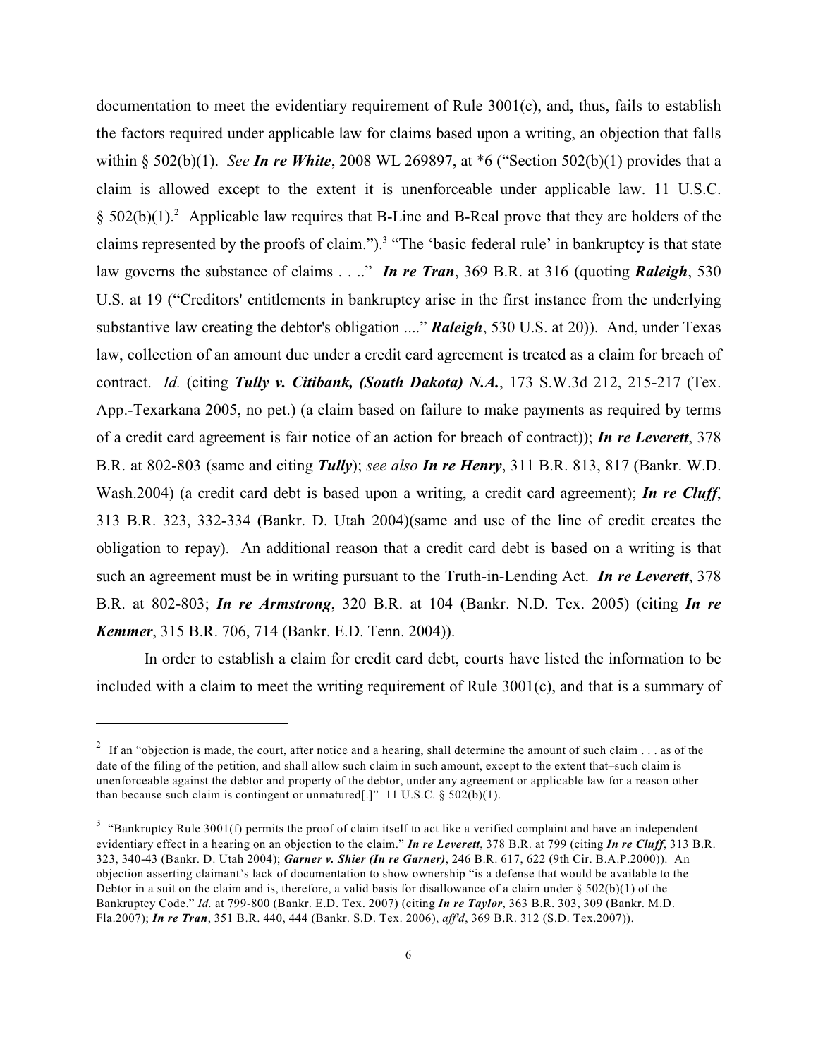documentation to meet the evidentiary requirement of Rule 3001(c), and, thus, fails to establish the factors required under applicable law for claims based upon a writing, an objection that falls within § 502(b)(1). *See* ***In re White***, 2008 WL 269897, at *6 ("Section 502(b)(1) provides that a claim is allowed except to the extent it is unenforceable under applicable law. 11 U.S.C. § 502(b)(1).[2] Applicable law requires that B-Line and B-Real prove that they are holders of the claims represented by the proofs of claim.").[3] "The 'basic federal rule' in bankruptcy is that state law governs the substance of claims . . .." ***In re Tran***, 369 B.R. at 316 (quoting ***Raleigh***, 530 U.S. at 19 ("Creditors' entitlements in bankruptcy arise in the first instance from the underlying substantive law creating the debtor's obligation ...." ***Raleigh***, 530 U.S. at 20)). And, under Texas law, collection of an amount due under a credit card agreement is treated as a claim for breach of contract. *Id.* (citing ***Tully v. Citibank, (South Dakota) N.A.***, 173 S.W.3d 212, 215-217 (Tex. App.-Texarkana 2005, no pet.) (a claim based on failure to make payments as required by terms of a credit card agreement is fair notice of an action for breach of contract)); ***In re Leverett***, 378 B.R. at 802-803 (same and citing ***Tully***); *see also* ***In re Henry***, 311 B.R. 813, 817 (Bankr. W.D. Wash.2004) (a credit card debt is based upon a writing, a credit card agreement); ***In re Cluff***, 313 B.R. 323, 332-334 (Bankr. D. Utah 2004)(same and use of the line of credit creates the obligation to repay). An additional reason that a credit card debt is based on a writing is that such an agreement must be in writing pursuant to the Truth-in-Lending Act. ***In re Leverett***, 378 B.R. at 802-803; ***In re Armstrong***, 320 B.R. at 104 (Bankr. N.D. Tex. 2005) (citing ***In re Kemmer***, 315 B.R. 706, 714 (Bankr. E.D. Tenn. 2004)).

In order to establish a claim for credit card debt, courts have listed the information to be included with a claim to meet the writing requirement of Rule 3001(c), and that is a summary of

---

[2] If an "objection is made, the court, after notice and a hearing, shall determine the amount of such claim . . . as of the date of the filing of the petition, and shall allow such claim in such amount, except to the extent that–such claim is unenforceable against the debtor and property of the debtor, under any agreement or applicable law for a reason other than because such claim is contingent or unmatured[.]" 11 U.S.C. § 502(b)(1).

[3] "Bankruptcy Rule 3001(f) permits the proof of claim itself to act like a verified complaint and have an independent evidentiary effect in a hearing on an objection to the claim." ***In re Leverett***, 378 B.R. at 799 (citing ***In re Cluff***, 313 B.R. 323, 340-43 (Bankr. D. Utah 2004); ***Garner v. Shier (In re Garner)***, 246 B.R. 617, 622 (9th Cir. B.A.P.2000)). An objection asserting claimant's lack of documentation to show ownership "is a defense that would be available to the Debtor in a suit on the claim and is, therefore, a valid basis for disallowance of a claim under § 502(b)(1) of the Bankruptcy Code." *Id.* at 799-800 (Bankr. E.D. Tex. 2007) (citing ***In re Taylor***, 363 B.R. 303, 309 (Bankr. M.D. Fla.2007); ***In re Tran***, 351 B.R. 440, 444 (Bankr. S.D. Tex. 2006), *aff'd*, 369 B.R. 312 (S.D. Tex.2007)).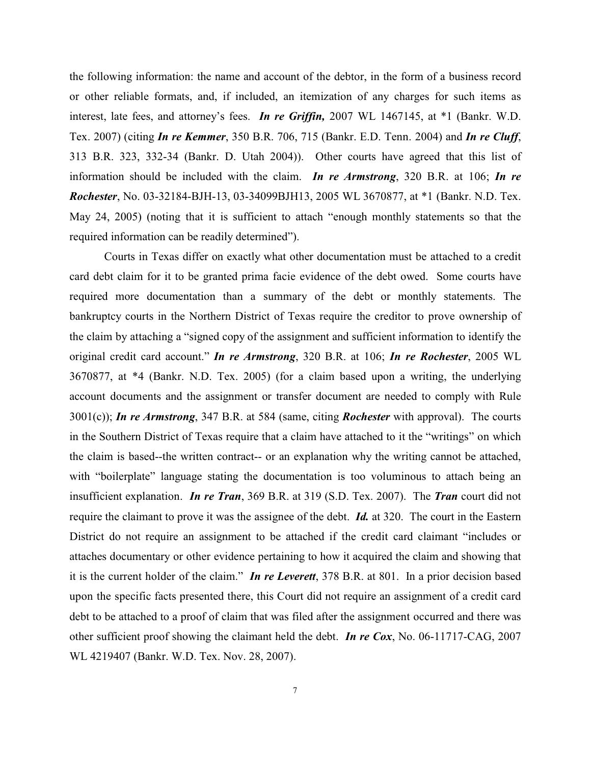the following information: the name and account of the debtor, in the form of a business record or other reliable formats, and, if included, an itemization of any charges for such items as interest, late fees, and attorney's fees. ***In re Griffin,*** 2007 WL 1467145, at *1 (Bankr. W.D. Tex. 2007) (citing ***In re Kemmer***, 350 B.R. 706, 715 (Bankr. E.D. Tenn. 2004) and ***In re Cluff***, 313 B.R. 323, 332-34 (Bankr. D. Utah 2004)). Other courts have agreed that this list of information should be included with the claim. ***In re Armstrong***, 320 B.R. at 106; ***In re Rochester***, No. 03-32184-BJH-13, 03-34099BJH13, 2005 WL 3670877, at *1 (Bankr. N.D. Tex. May 24, 2005) (noting that it is sufficient to attach "enough monthly statements so that the required information can be readily determined").

Courts in Texas differ on exactly what other documentation must be attached to a credit card debt claim for it to be granted prima facie evidence of the debt owed. Some courts have required more documentation than a summary of the debt or monthly statements. The bankruptcy courts in the Northern District of Texas require the creditor to prove ownership of the claim by attaching a "signed copy of the assignment and sufficient information to identify the original credit card account." ***In re Armstrong***, 320 B.R. at 106; ***In re Rochester***, 2005 WL 3670877, at *4 (Bankr. N.D. Tex. 2005) (for a claim based upon a writing, the underlying account documents and the assignment or transfer document are needed to comply with Rule 3001(c)); ***In re Armstrong***, 347 B.R. at 584 (same, citing ***Rochester*** with approval). The courts in the Southern District of Texas require that a claim have attached to it the "writings" on which the claim is based--the written contract-- or an explanation why the writing cannot be attached, with "boilerplate" language stating the documentation is too voluminous to attach being an insufficient explanation. ***In re Tran***, 369 B.R. at 319 (S.D. Tex. 2007). The ***Tran*** court did not require the claimant to prove it was the assignee of the debt. ***Id.*** at 320. The court in the Eastern District do not require an assignment to be attached if the credit card claimant "includes or attaches documentary or other evidence pertaining to how it acquired the claim and showing that it is the current holder of the claim." ***In re Leverett***, 378 B.R. at 801. In a prior decision based upon the specific facts presented there, this Court did not require an assignment of a credit card debt to be attached to a proof of claim that was filed after the assignment occurred and there was other sufficient proof showing the claimant held the debt. ***In re Cox***, No. 06-11717-CAG, 2007 WL 4219407 (Bankr. W.D. Tex. Nov. 28, 2007).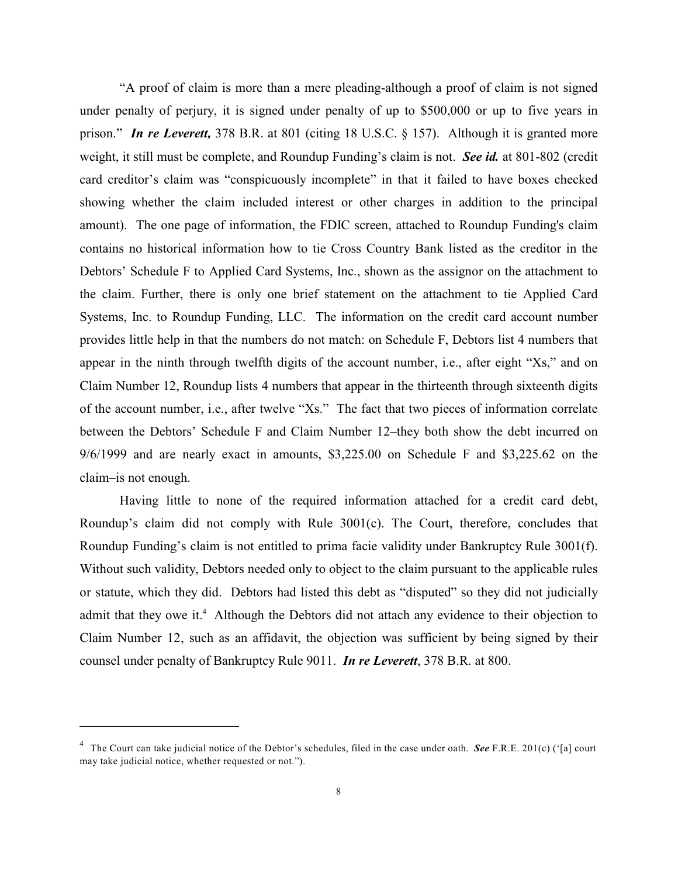"A proof of claim is more than a mere pleading-although a proof of claim is not signed under penalty of perjury, it is signed under penalty of up to $500,000 or up to five years in prison." ***In re Leverett,*** 378 B.R. at 801 (citing 18 U.S.C. § 157). Although it is granted more weight, it still must be complete, and Roundup Funding's claim is not. ***See id.*** at 801-802 (credit card creditor's claim was "conspicuously incomplete" in that it failed to have boxes checked showing whether the claim included interest or other charges in addition to the principal amount). The one page of information, the FDIC screen, attached to Roundup Funding's claim contains no historical information how to tie Cross Country Bank listed as the creditor in the Debtors' Schedule F to Applied Card Systems, Inc., shown as the assignor on the attachment to the claim. Further, there is only one brief statement on the attachment to tie Applied Card Systems, Inc. to Roundup Funding, LLC. The information on the credit card account number provides little help in that the numbers do not match: on Schedule F, Debtors list 4 numbers that appear in the ninth through twelfth digits of the account number, i.e., after eight "Xs," and on Claim Number 12, Roundup lists 4 numbers that appear in the thirteenth through sixteenth digits of the account number, i.e., after twelve "Xs." The fact that two pieces of information correlate between the Debtors' Schedule F and Claim Number 12–they both show the debt incurred on 9/6/1999 and are nearly exact in amounts, $3,225.00 on Schedule F and $3,225.62 on the claim–is not enough.

Having little to none of the required information attached for a credit card debt, Roundup's claim did not comply with Rule 3001(c). The Court, therefore, concludes that Roundup Funding's claim is not entitled to prima facie validity under Bankruptcy Rule 3001(f). Without such validity, Debtors needed only to object to the claim pursuant to the applicable rules or statute, which they did. Debtors had listed this debt as "disputed" so they did not judicially admit that they owe it.[4] Although the Debtors did not attach any evidence to their objection to Claim Number 12, such as an affidavit, the objection was sufficient by being signed by their counsel under penalty of Bankruptcy Rule 9011. ***In re Leverett***, 378 B.R. at 800.

---

[4] The Court can take judicial notice of the Debtor's schedules, filed in the case under oath. ***See*** F.R.E. 201(c) ('[a] court may take judicial notice, whether requested or not.").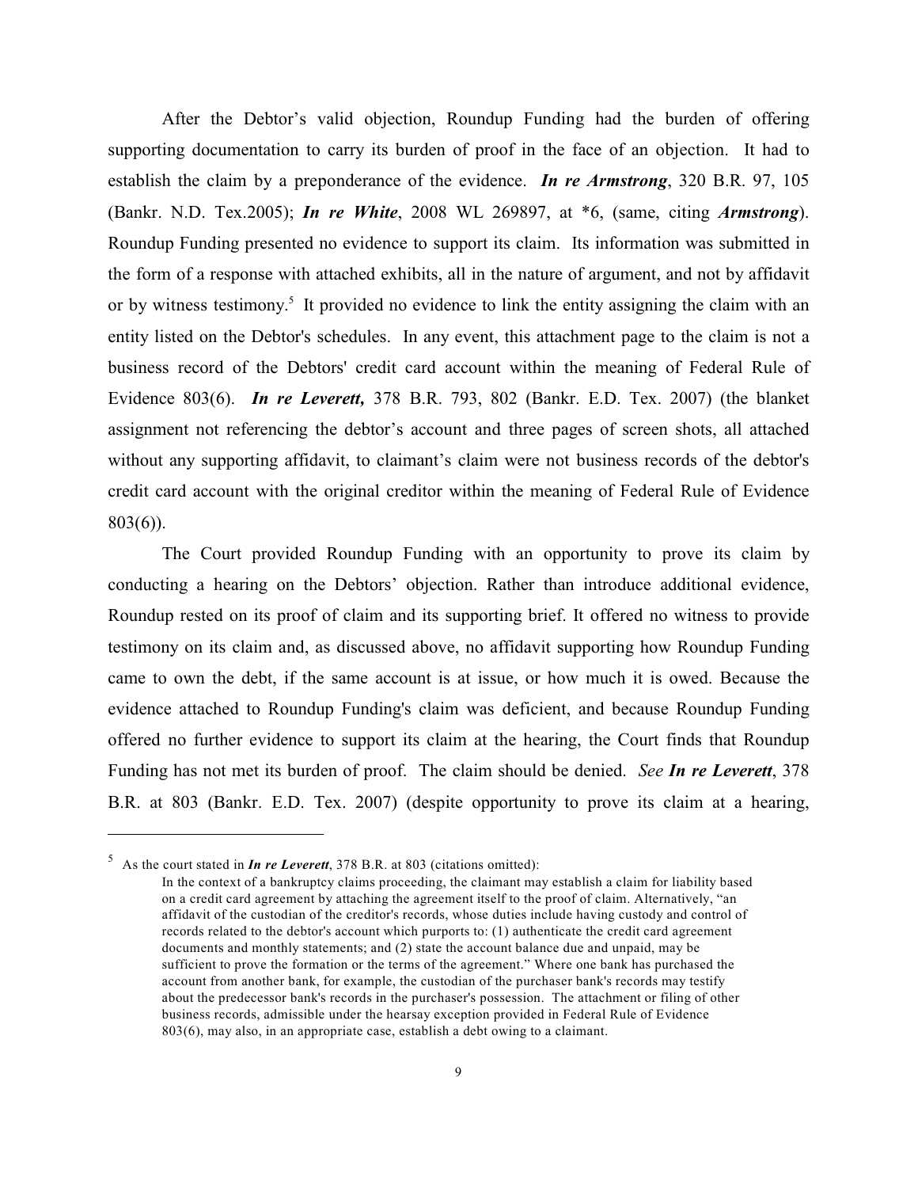After the Debtor's valid objection, Roundup Funding had the burden of offering supporting documentation to carry its burden of proof in the face of an objection. It had to establish the claim by a preponderance of the evidence. ***In re Armstrong***, 320 B.R. 97, 105 (Bankr. N.D. Tex.2005); ***In re White***, 2008 WL 269897, at *6, (same, citing ***Armstrong***). Roundup Funding presented no evidence to support its claim. Its information was submitted in the form of a response with attached exhibits, all in the nature of argument, and not by affidavit or by witness testimony.[5] It provided no evidence to link the entity assigning the claim with an entity listed on the Debtor's schedules. In any event, this attachment page to the claim is not a business record of the Debtors' credit card account within the meaning of Federal Rule of Evidence 803(6). ***In re Leverett,*** 378 B.R. 793, 802 (Bankr. E.D. Tex. 2007) (the blanket assignment not referencing the debtor's account and three pages of screen shots, all attached without any supporting affidavit, to claimant's claim were not business records of the debtor's credit card account with the original creditor within the meaning of Federal Rule of Evidence 803(6)).

The Court provided Roundup Funding with an opportunity to prove its claim by conducting a hearing on the Debtors' objection. Rather than introduce additional evidence, Roundup rested on its proof of claim and its supporting brief. It offered no witness to provide testimony on its claim and, as discussed above, no affidavit supporting how Roundup Funding came to own the debt, if the same account is at issue, or how much it is owed. Because the evidence attached to Roundup Funding's claim was deficient, and because Roundup Funding offered no further evidence to support its claim at the hearing, the Court finds that Roundup Funding has not met its burden of proof. The claim should be denied. *See* ***In re Leverett***, 378 B.R. at 803 (Bankr. E.D. Tex. 2007) (despite opportunity to prove its claim at a hearing,

---

[5] As the court stated in ***In re Leverett***, 378 B.R. at 803 (citations omitted):

> In the context of a bankruptcy claims proceeding, the claimant may establish a claim for liability based on a credit card agreement by attaching the agreement itself to the proof of claim. Alternatively, "an affidavit of the custodian of the creditor's records, whose duties include having custody and control of records related to the debtor's account which purports to: (1) authenticate the credit card agreement documents and monthly statements; and (2) state the account balance due and unpaid, may be sufficient to prove the formation or the terms of the agreement." Where one bank has purchased the account from another bank, for example, the custodian of the purchaser bank's records may testify about the predecessor bank's records in the purchaser's possession. The attachment or filing of other business records, admissible under the hearsay exception provided in Federal Rule of Evidence 803(6), may also, in an appropriate case, establish a debt owing to a claimant.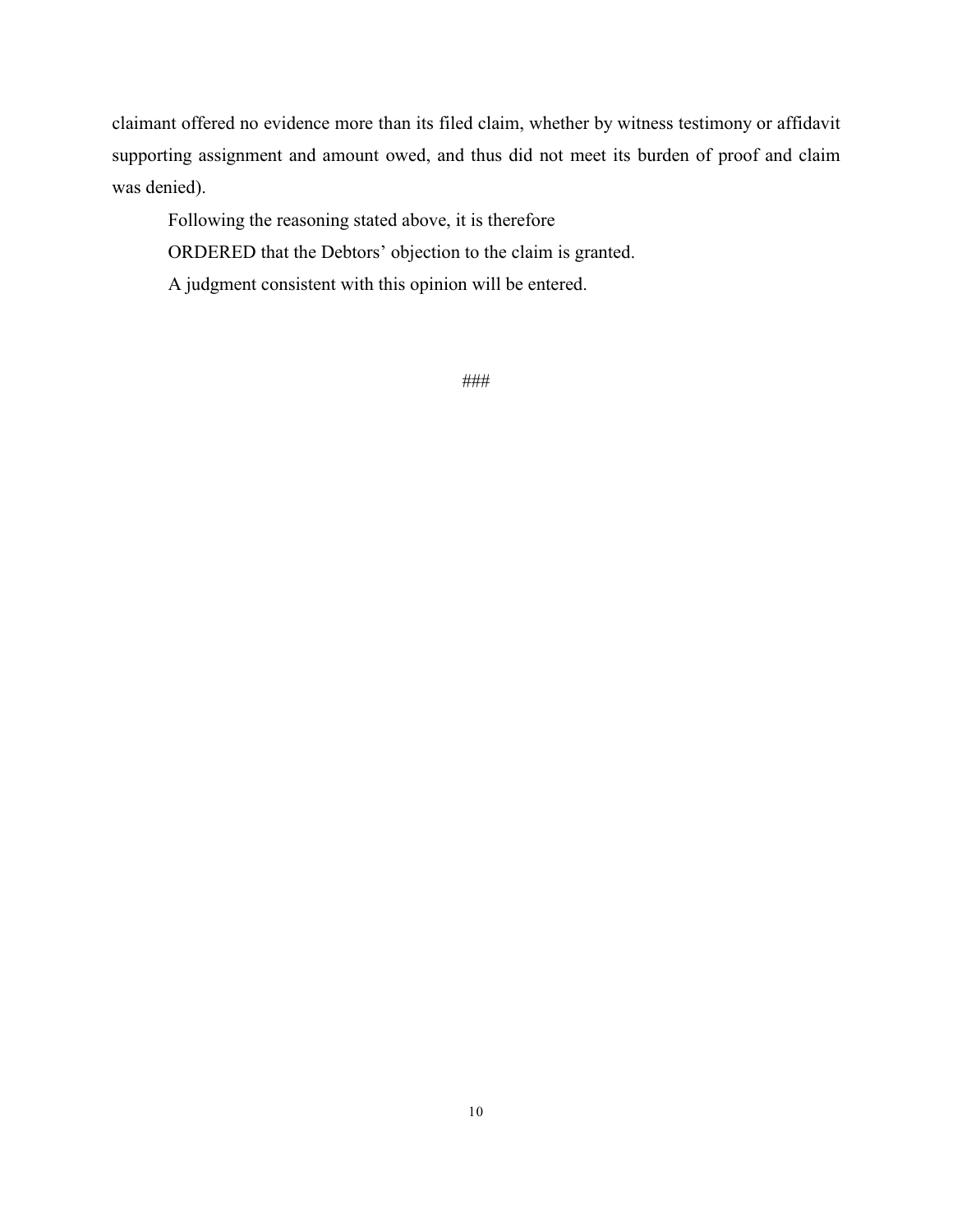claimant offered no evidence more than its filed claim, whether by witness testimony or affidavit supporting assignment and amount owed, and thus did not meet its burden of proof and claim was denied).

Following the reasoning stated above, it is therefore

ORDERED that the Debtors' objection to the claim is granted.

A judgment consistent with this opinion will be entered.

###